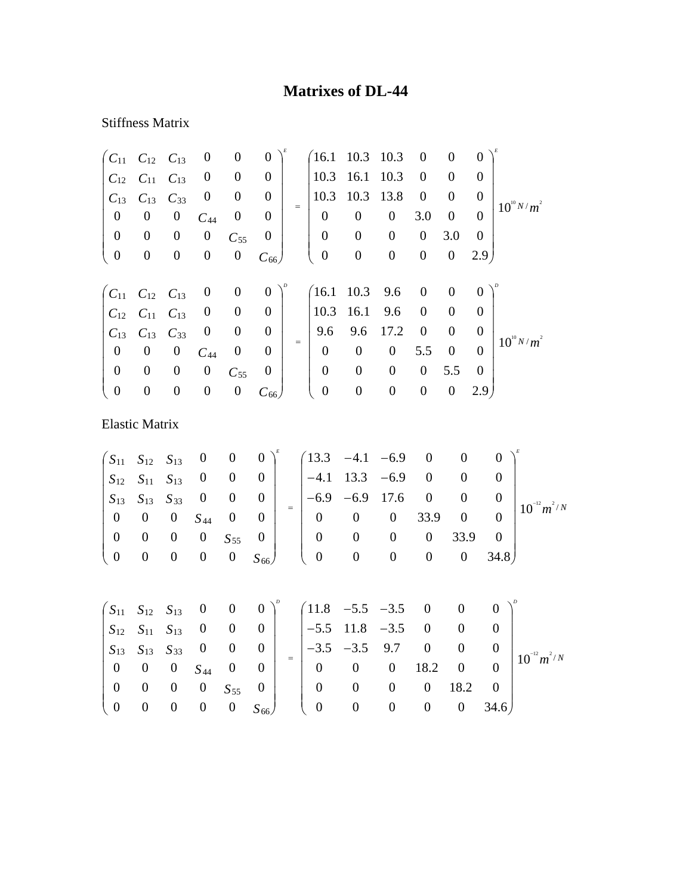# Matrixes of DL-44

Stiffness Matrix

$$
\begin{pmatrix}
C_{11} & C_{12} & C_{13} & 0 & 0 & 0 \\
C_{12} & C_{11} & C_{13} & 0 & 0 & 0 \\
C_{13} & C_{13} & C_{33} & 0 & 0 & 0 \\
0 & 0 & 0 & C_{44} & 0 & 0 \\
0 & 0 & 0 & 0 & C_{55} & 0 \\
0 & 0 & 0 & 0 & 0 & C_{66}
\end{pmatrix}^{E}
=
\begin{pmatrix}
16.1 & 10.3 & 10.3 & 0 & 0 & 0 \\
10.3 & 16.1 & 10.3 & 0 & 0 & 0 \\
10.3 & 10.3 & 13.8 & 0 & 0 & 0 \\
0 & 0 & 0 & 3.0 & 0 & 0 \\
0 & 0 & 0 & 0 & 3.0 & 0 \\
0 & 0 & 0 & 0 & 0 & 2.9
\end{pmatrix}^{E} 10^{10} N/m^{2}
$$

$$
\begin{pmatrix}
C_{11} & C_{12} & C_{13} & 0 & 0 & 0 \\
C_{12} & C_{11} & C_{13} & 0 & 0 & 0 \\
C_{13} & C_{13} & C_{33} & 0 & 0 & 0 \\
0 & 0 & 0 & C_{44} & 0 & 0 \\
0 & 0 & 0 & 0 & C_{55} & 0 \\
0 & 0 & 0 & 0 & 0 & C_{66}
\end{pmatrix}^{D}
=
\begin{pmatrix}
16.1 & 10.3 & 9.6 & 0 & 0 & 0 \\
10.3 & 16.1 & 9.6 & 0 & 0 & 0 \\
9.6 & 9.6 & 17.2 & 0 & 0 & 0 \\
0 & 0 & 0 & 5.5 & 0 & 0 \\
0 & 0 & 0 & 0 & 5.5 & 0 \\
0 & 0 & 0 & 0 & 0 & 2.9
\end{pmatrix}^{D} 10^{10} N/m^{2}
$$

Elastic Matrix

$$
\begin{pmatrix}
S_{11} & S_{12} & S_{13} & 0 & 0 & 0 \\
S_{12} & S_{11} & S_{13} & 0 & 0 & 0 \\
S_{13} & S_{13} & S_{33} & 0 & 0 & 0 \\
0 & 0 & 0 & S_{44} & 0 & 0 \\
0 & 0 & 0 & 0 & S_{55} & 0 \\
0 & 0 & 0 & 0 & 0 & S_{66}
\end{pmatrix}^{E}
=
\begin{pmatrix}
13.3 & -4.1 & -6.9 & 0 & 0 & 0 \\
-4.1 & 13.3 & -6.9 & 0 & 0 & 0 \\
-6.9 & -6.9 & 17.6 & 0 & 0 & 0 \\
0 & 0 & 0 & 33.9 & 0 & 0 \\
0 & 0 & 0 & 0 & 33.9 & 0 \\
0 & 0 & 0 & 0 & 0 & 34.8
\end{pmatrix}^{E} 10^{-12} m^{2}/N
$$

$$
\begin{pmatrix}
S_{11} & S_{12} & S_{13} & 0 & 0 & 0 \\
S_{12} & S_{11} & S_{13} & 0 & 0 & 0 \\
S_{13} & S_{13} & S_{33} & 0 & 0 & 0 \\
0 & 0 & 0 & S_{44} & 0 & 0 \\
0 & 0 & 0 & 0 & S_{55} & 0 \\
0 & 0 & 0 & 0 & 0 & S_{66}
\end{pmatrix}^{D}
=
\begin{pmatrix}
11.8 & -5.5 & -3.5 & 0 & 0 & 0 \\
-5.5 & 11.8 & -3.5 & 0 & 0 & 0 \\
-3.5 & -3.5 & 9.7 & 0 & 0 & 0 \\
0 & 0 & 0 & 18.2 & 0 & 0 \\
0 & 0 & 0 & 0 & 18.2 & 0 \\
0 & 0 & 0 & 0 & 0 & 34.6
\end{pmatrix}^{D} 10^{-12} m^{2}/N
$$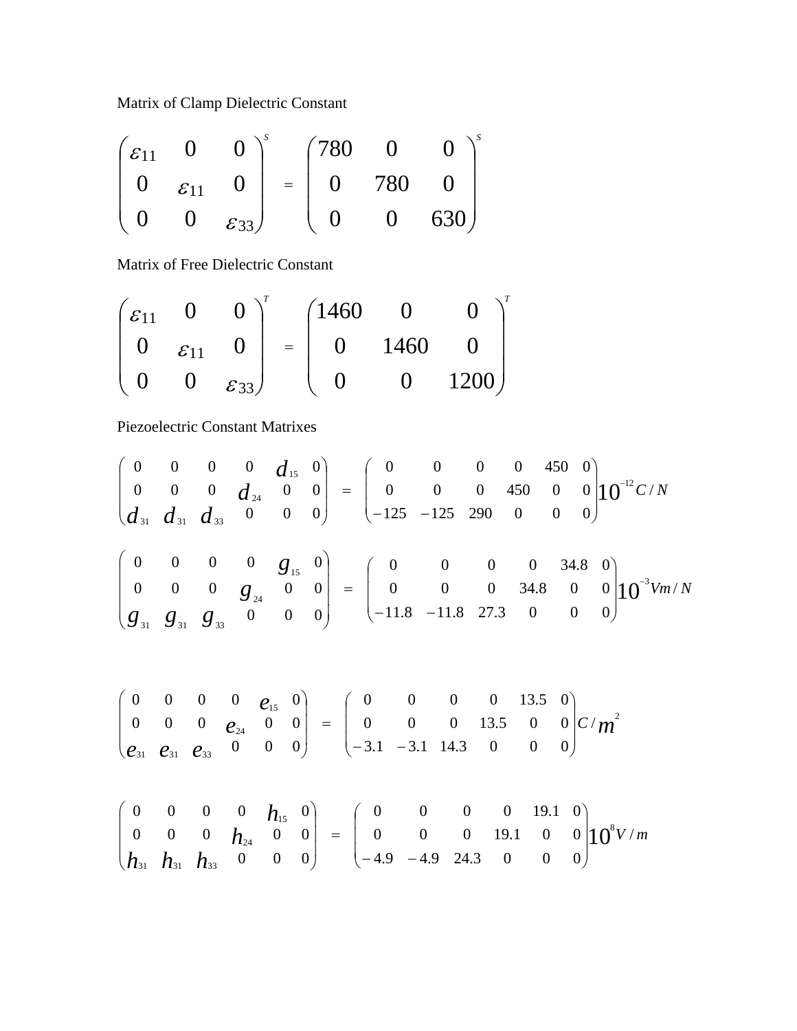Matrix of Clamp Dielectric Constant

$$\begin{pmatrix} \varepsilon_{11} & 0 & 0 \\ 0 & \varepsilon_{11} & 0 \\ 0 & 0 & \varepsilon_{33} \end{pmatrix}^S = \begin{pmatrix} 780 & 0 & 0 \\ 0 & 780 & 0 \\ 0 & 0 & 630 \end{pmatrix}^S$$

Matrix of Free Dielectric Constant

$$\begin{pmatrix} \varepsilon_{11} & 0 & 0 \\ 0 & \varepsilon_{11} & 0 \\ 0 & 0 & \varepsilon_{33} \end{pmatrix}^T = \begin{pmatrix} 1460 & 0 & 0 \\ 0 & 1460 & 0 \\ 0 & 0 & 1200 \end{pmatrix}^T$$

Piezoelectric Constant Matrixes

$$\begin{pmatrix} 0 & 0 & 0 & 0 & d_{15} & 0 \\ 0 & 0 & 0 & d_{24} & 0 & 0 \\ d_{31} & d_{31} & d_{33} & 0 & 0 & 0 \end{pmatrix} = \begin{pmatrix} 0 & 0 & 0 & 0 & 450 & 0 \\ 0 & 0 & 0 & 450 & 0 & 0 \\ -125 & -125 & 290 & 0 & 0 & 0 \end{pmatrix} 10^{-12} C/N$$

$$\begin{pmatrix} 0 & 0 & 0 & 0 & g_{15} & 0 \\ 0 & 0 & 0 & g_{24} & 0 & 0 \\ g_{31} & g_{31} & g_{33} & 0 & 0 & 0 \end{pmatrix} = \begin{pmatrix} 0 & 0 & 0 & 0 & 34.8 & 0 \\ 0 & 0 & 0 & 34.8 & 0 & 0 \\ -11.8 & -11.8 & 27.3 & 0 & 0 & 0 \end{pmatrix} 10^{-3} Vm/N$$

$$\begin{pmatrix} 0 & 0 & 0 & 0 & e_{15} & 0 \\ 0 & 0 & 0 & e_{24} & 0 & 0 \\ e_{31} & e_{31} & e_{33} & 0 & 0 & 0 \end{pmatrix} = \begin{pmatrix} 0 & 0 & 0 & 0 & 13.5 & 0 \\ 0 & 0 & 0 & 13.5 & 0 & 0 \\ -3.1 & -3.1 & 14.3 & 0 & 0 & 0 \end{pmatrix} C/m^2$$

$$\begin{pmatrix} 0 & 0 & 0 & 0 & h_{15} & 0 \\ 0 & 0 & 0 & h_{24} & 0 & 0 \\ h_{31} & h_{31} & h_{33} & 0 & 0 & 0 \end{pmatrix} = \begin{pmatrix} 0 & 0 & 0 & 0 & 19.1 & 0 \\ 0 & 0 & 0 & 19.1 & 0 & 0 \\ -4.9 & -4.9 & 24.3 & 0 & 0 & 0 \end{pmatrix} 10^{8} V/m$$